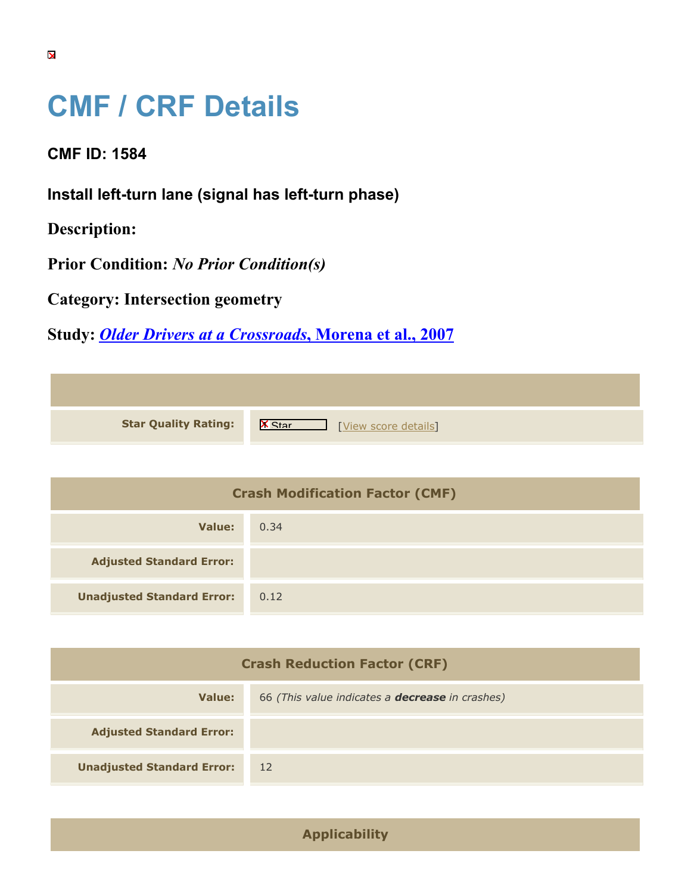# CMF / CRF Details

**CMF ID: 1584**

**Install left-turn lane (signal has left-turn phase)**

**Description:**

**Prior Condition:** *No Prior Condition(s)*

**Category:** Intersection geometry

**Study:** [*Older Drivers at a Crossroads*, Morena et al., 2007]

| | |
|---|---|
| **Star Quality Rating:** | Star [View score details] |

| Crash Modification Factor (CMF) | |
|---|---|
| **Value:** | 0.34 |
| **Adjusted Standard Error:** | |
| **Unadjusted Standard Error:** | 0.12 |

| Crash Reduction Factor (CRF) | |
|---|---|
| **Value:** | 66 *(This value indicates a **decrease** in crashes)* |
| **Adjusted Standard Error:** | |
| **Unadjusted Standard Error:** | 12 |

| Applicability |
|---|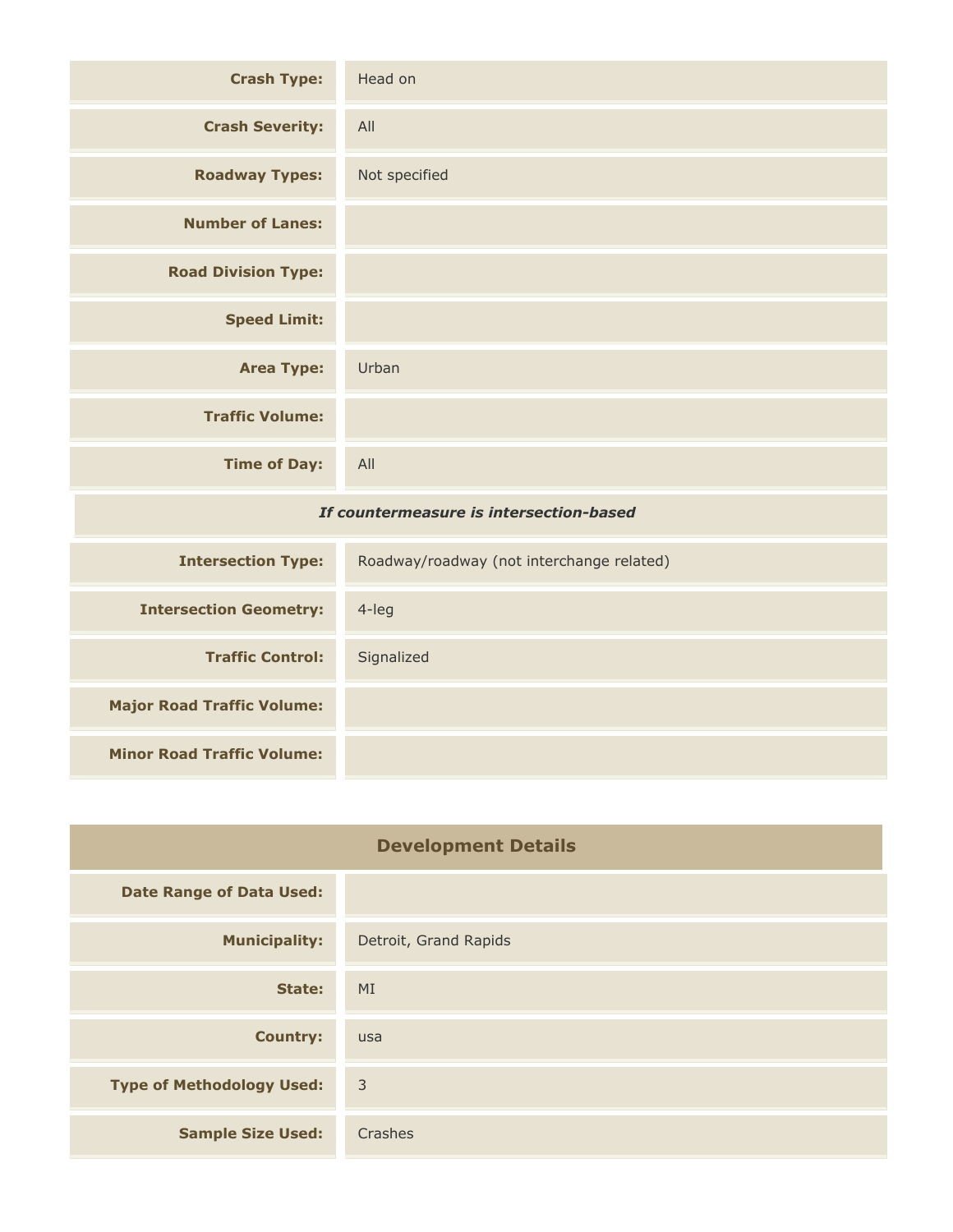| | |
|---|---|
| **Crash Type:** | Head on |
| **Crash Severity:** | All |
| **Roadway Types:** | Not specified |
| **Number of Lanes:** | |
| **Road Division Type:** | |
| **Speed Limit:** | |
| **Area Type:** | Urban |
| **Traffic Volume:** | |
| **Time of Day:** | All |
| ***If countermeasure is intersection-based*** | |
| **Intersection Type:** | Roadway/roadway (not interchange related) |
| **Intersection Geometry:** | 4-leg |
| **Traffic Control:** | Signalized |
| **Major Road Traffic Volume:** | |
| **Minor Road Traffic Volume:** | |

## Development Details

| | |
|---|---|
| **Date Range of Data Used:** | |
| **Municipality:** | Detroit, Grand Rapids |
| **State:** | MI |
| **Country:** | usa |
| **Type of Methodology Used:** | 3 |
| **Sample Size Used:** | Crashes |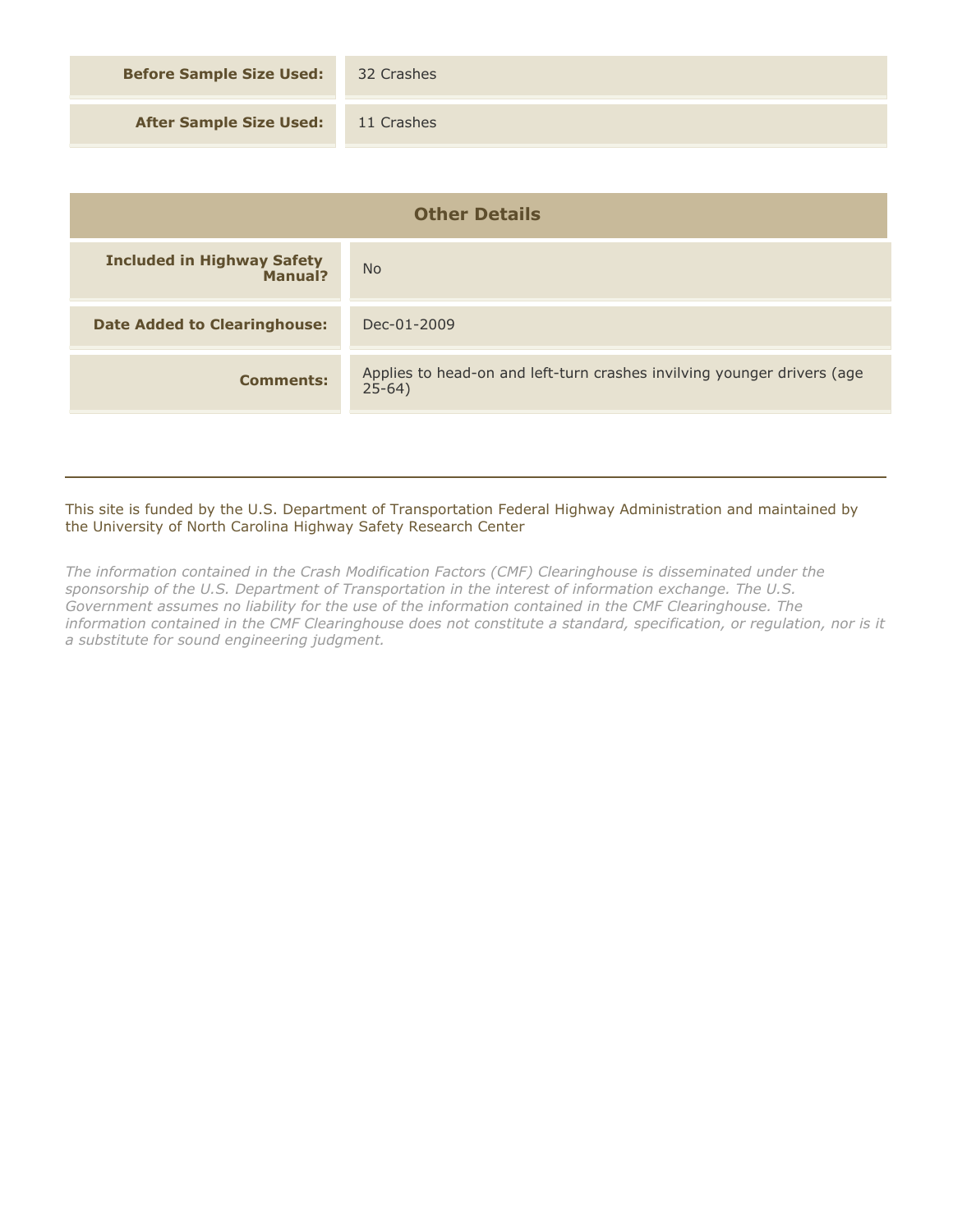| | |
|---|---|
| **Before Sample Size Used:** | 32 Crashes |
| **After Sample Size Used:** | 11 Crashes |

## Other Details

| | |
|---|---|
| **Included in Highway Safety Manual?** | No |
| **Date Added to Clearinghouse:** | Dec-01-2009 |
| **Comments:** | Applies to head-on and left-turn crashes invilving younger drivers (age 25-64) |

---

This site is funded by the U.S. Department of Transportation Federal Highway Administration and maintained by the University of North Carolina Highway Safety Research Center

*The information contained in the Crash Modification Factors (CMF) Clearinghouse is disseminated under the sponsorship of the U.S. Department of Transportation in the interest of information exchange. The U.S. Government assumes no liability for the use of the information contained in the CMF Clearinghouse. The information contained in the CMF Clearinghouse does not constitute a standard, specification, or regulation, nor is it a substitute for sound engineering judgment.*